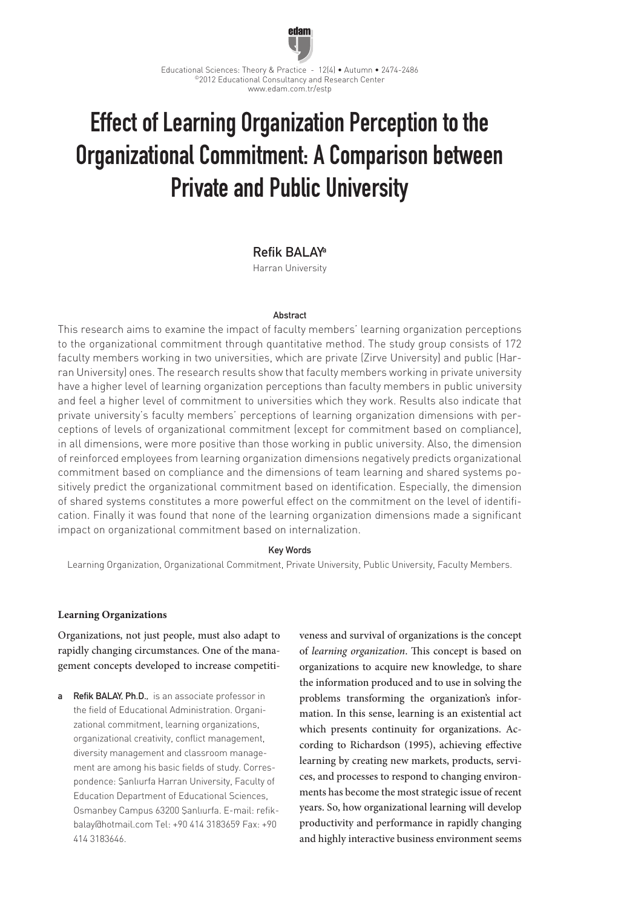# Effect of Learning Organization Perception to the Organizational Commitment: A Comparison between Private and Public University

Refik BALAY[a]

Harran University

### Abstract

This research aims to examine the impact of faculty members' learning organization perceptions to the organizational commitment through quantitative method. The study group consists of 172 faculty members working in two universities, which are private (Zirve University) and public (Harran University) ones. The research results show that faculty members working in private university have a higher level of learning organization perceptions than faculty members in public university and feel a higher level of commitment to universities which they work. Results also indicate that private university's faculty members' perceptions of learning organization dimensions with perceptions of levels of organizational commitment (except for commitment based on compliance), in all dimensions, were more positive than those working in public university. Also, the dimension of reinforced employees from learning organization dimensions negatively predicts organizational commitment based on compliance and the dimensions of team learning and shared systems positively predict the organizational commitment based on identification. Especially, the dimension of shared systems constitutes a more powerful effect on the commitment on the level of identification. Finally it was found that none of the learning organization dimensions made a significant impact on organizational commitment based on internalization.

### Key Words

Learning Organization, Organizational Commitment, Private University, Public University, Faculty Members.

## Learning Organizations

Organizations, not just people, must also adapt to rapidly changing circumstances. One of the management concepts developed to increase competitiveness and survival of organizations is the concept of *learning organization*. This concept is based on organizations to acquire new knowledge, to share the information produced and to use in solving the problems transforming the organization's information. In this sense, learning is an existential act which presents continuity for organizations. According to Richardson (1995), achieving effective learning by creating new markets, products, services, and processes to respond to changing environments has become the most strategic issue of recent years. So, how organizational learning will develop productivity and performance in rapidly changing and highly interactive business environment seems

a **Refik BALAY, Ph.D.**, is an associate professor in the field of Educational Administration. Organizational commitment, learning organizations, organizational creativity, conflict management, diversity management and classroom management are among his basic fields of study. Correspondence: Şanlıurfa Harran University, Faculty of Education Department of Educational Sciences, Osmanbey Campus 63200 Şanlıurfa. E-mail: refikbalay@hotmail.com Tel: +90 414 3183659 Fax: +90 414 3183646.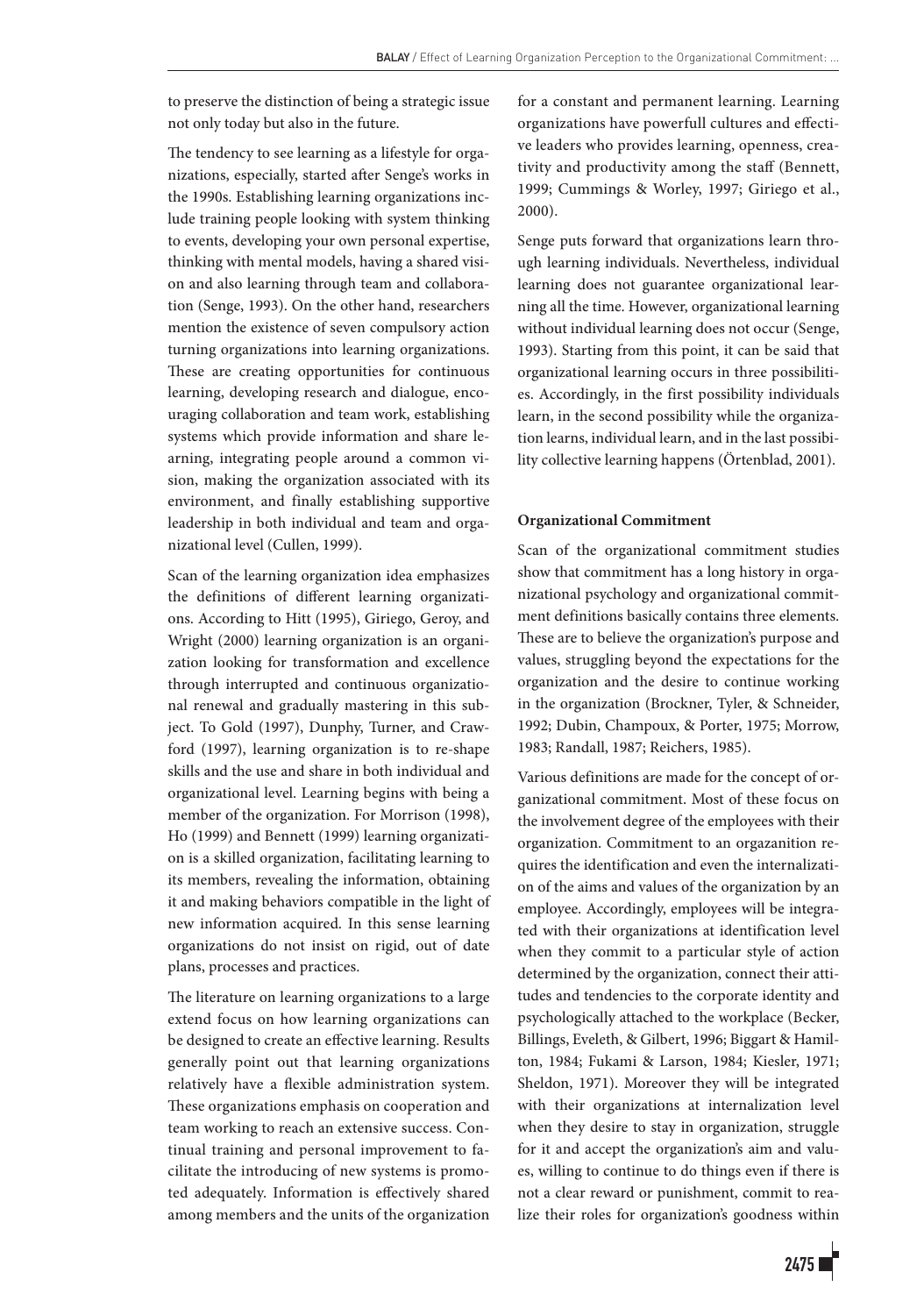to preserve the distinction of being a strategic issue not only today but also in the future.

The tendency to see learning as a lifestyle for organizations, especially, started after Senge's works in the 1990s. Establishing learning organizations include training people looking with system thinking to events, developing your own personal expertise, thinking with mental models, having a shared vision and also learning through team and collaboration (Senge, 1993). On the other hand, researchers mention the existence of seven compulsory action turning organizations into learning organizations. These are creating opportunities for continuous learning, developing research and dialogue, encouraging collaboration and team work, establishing systems which provide information and share learning, integrating people around a common vision, making the organization associated with its environment, and finally establishing supportive leadership in both individual and team and organizational level (Cullen, 1999).

Scan of the learning organization idea emphasizes the definitions of different learning organizations. According to Hitt (1995), Giriego, Geroy, and Wright (2000) learning organization is an organization looking for transformation and excellence through interrupted and continuous organizational renewal and gradually mastering in this subject. To Gold (1997), Dunphy, Turner, and Crawford (1997), learning organization is to re-shape skills and the use and share in both individual and organizational level. Learning begins with being a member of the organization. For Morrison (1998), Ho (1999) and Bennett (1999) learning organization is a skilled organization, facilitating learning to its members, revealing the information, obtaining it and making behaviors compatible in the light of new information acquired. In this sense learning organizations do not insist on rigid, out of date plans, processes and practices.

The literature on learning organizations to a large extend focus on how learning organizations can be designed to create an effective learning. Results generally point out that learning organizations relatively have a flexible administration system. These organizations emphasis on cooperation and team working to reach an extensive success. Continual training and personal improvement to facilitate the introducing of new systems is promoted adequately. Information is effectively shared among members and the units of the organization for a constant and permanent learning. Learning organizations have powerfull cultures and effective leaders who provides learning, openness, creativity and productivity among the staff (Bennett, 1999; Cummings & Worley, 1997; Giriego et al., 2000).

Senge puts forward that organizations learn through learning individuals. Nevertheless, individual learning does not guarantee organizational learning all the time. However, organizational learning without individual learning does not occur (Senge, 1993). Starting from this point, it can be said that organizational learning occurs in three possibilities. Accordingly, in the first possibility individuals learn, in the second possibility while the organization learns, individual learn, and in the last possibility collective learning happens (Örtenblad, 2001).

**Organizational Commitment**

Scan of the organizational commitment studies show that commitment has a long history in organizational psychology and organizational commitment definitions basically contains three elements. These are to believe the organization's purpose and values, struggling beyond the expectations for the organization and the desire to continue working in the organization (Brockner, Tyler, & Schneider, 1992; Dubin, Champoux, & Porter, 1975; Morrow, 1983; Randall, 1987; Reichers, 1985).

Various definitions are made for the concept of organizational commitment. Most of these focus on the involvement degree of the employees with their organization. Commitment to an orgazanition requires the identification and even the internalization of the aims and values of the organization by an employee. Accordingly, employees will be integrated with their organizations at identification level when they commit to a particular style of action determined by the organization, connect their attitudes and tendencies to the corporate identity and psychologically attached to the workplace (Becker, Billings, Eveleth, & Gilbert, 1996; Biggart & Hamilton, 1984; Fukami & Larson, 1984; Kiesler, 1971; Sheldon, 1971). Moreover they will be integrated with their organizations at internalization level when they desire to stay in organization, struggle for it and accept the organization's aim and values, willing to continue to do things even if there is not a clear reward or punishment, commit to realize their roles for organization's goodness within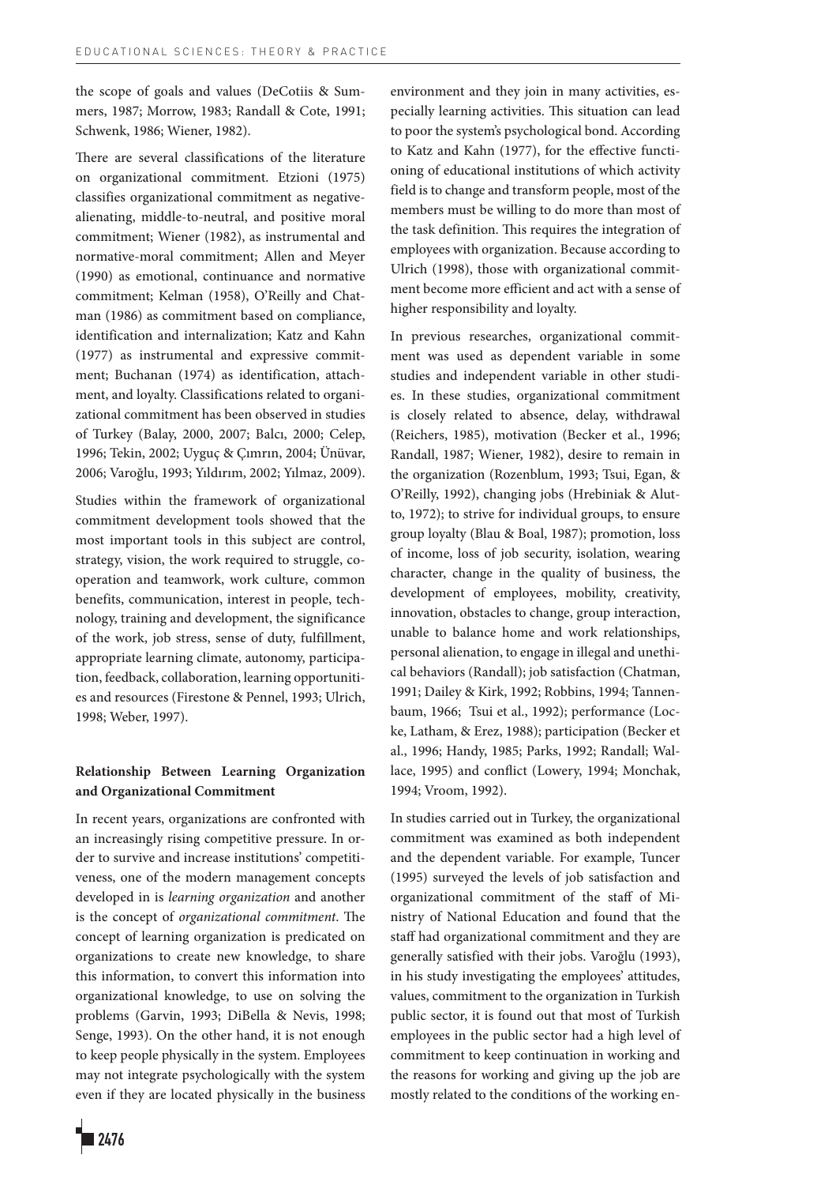the scope of goals and values (DeCotiis & Summers, 1987; Morrow, 1983; Randall & Cote, 1991; Schwenk, 1986; Wiener, 1982).

There are several classifications of the literature on organizational commitment. Etzioni (1975) classifies organizational commitment as negative-alienating, middle-to-neutral, and positive moral commitment; Wiener (1982), as instrumental and normative-moral commitment; Allen and Meyer (1990) as emotional, continuance and normative commitment; Kelman (1958), O'Reilly and Chatman (1986) as commitment based on compliance, identification and internalization; Katz and Kahn (1977) as instrumental and expressive commitment; Buchanan (1974) as identification, attachment, and loyalty. Classifications related to organizational commitment has been observed in studies of Turkey (Balay, 2000, 2007; Balcı, 2000; Celep, 1996; Tekin, 2002; Uyguç & Çımrın, 2004; Ünüvar, 2006; Varoğlu, 1993; Yıldırım, 2002; Yılmaz, 2009).

Studies within the framework of organizational commitment development tools showed that the most important tools in this subject are control, strategy, vision, the work required to struggle, cooperation and teamwork, work culture, common benefits, communication, interest in people, technology, training and development, the significance of the work, job stress, sense of duty, fulfillment, appropriate learning climate, autonomy, participation, feedback, collaboration, learning opportunities and resources (Firestone & Pennel, 1993; Ulrich, 1998; Weber, 1997).

### Relationship Between Learning Organization and Organizational Commitment

In recent years, organizations are confronted with an increasingly rising competitive pressure. In order to survive and increase institutions' competitiveness, one of the modern management concepts developed in is *learning organization* and another is the concept of *organizational commitment*. The concept of learning organization is predicated on organizations to create new knowledge, to share this information, to convert this information into organizational knowledge, to use on solving the problems (Garvin, 1993; DiBella & Nevis, 1998; Senge, 1993). On the other hand, it is not enough to keep people physically in the system. Employees may not integrate psychologically with the system even if they are located physically in the business environment and they join in many activities, especially learning activities. This situation can lead to poor the system's psychological bond. According to Katz and Kahn (1977), for the effective functioning of educational institutions of which activity field is to change and transform people, most of the members must be willing to do more than most of the task definition. This requires the integration of employees with organization. Because according to Ulrich (1998), those with organizational commitment become more efficient and act with a sense of higher responsibility and loyalty.

In previous researches, organizational commitment was used as dependent variable in some studies and independent variable in other studies. In these studies, organizational commitment is closely related to absence, delay, withdrawal (Reichers, 1985), motivation (Becker et al., 1996; Randall, 1987; Wiener, 1982), desire to remain in the organization (Rozenblum, 1993; Tsui, Egan, & O'Reilly, 1992), changing jobs (Hrebiniak & Alutto, 1972); to strive for individual groups, to ensure group loyalty (Blau & Boal, 1987); promotion, loss of income, loss of job security, isolation, wearing character, change in the quality of business, the development of employees, mobility, creativity, innovation, obstacles to change, group interaction, unable to balance home and work relationships, personal alienation, to engage in illegal and unethical behaviors (Randall); job satisfaction (Chatman, 1991; Dailey & Kirk, 1992; Robbins, 1994; Tannenbaum, 1966; Tsui et al., 1992); performance (Locke, Latham, & Erez, 1988); participation (Becker et al., 1996; Handy, 1985; Parks, 1992; Randall; Wallace, 1995) and conflict (Lowery, 1994; Monchak, 1994; Vroom, 1992).

In studies carried out in Turkey, the organizational commitment was examined as both independent and the dependent variable. For example, Tuncer (1995) surveyed the levels of job satisfaction and organizational commitment of the staff of Ministry of National Education and found that the staff had organizational commitment and they are generally satisfied with their jobs. Varoğlu (1993), in his study investigating the employees' attitudes, values, commitment to the organization in Turkish public sector, it is found out that most of Turkish employees in the public sector had a high level of commitment to keep continuation in working and the reasons for working and giving up the job are mostly related to the conditions of the working en-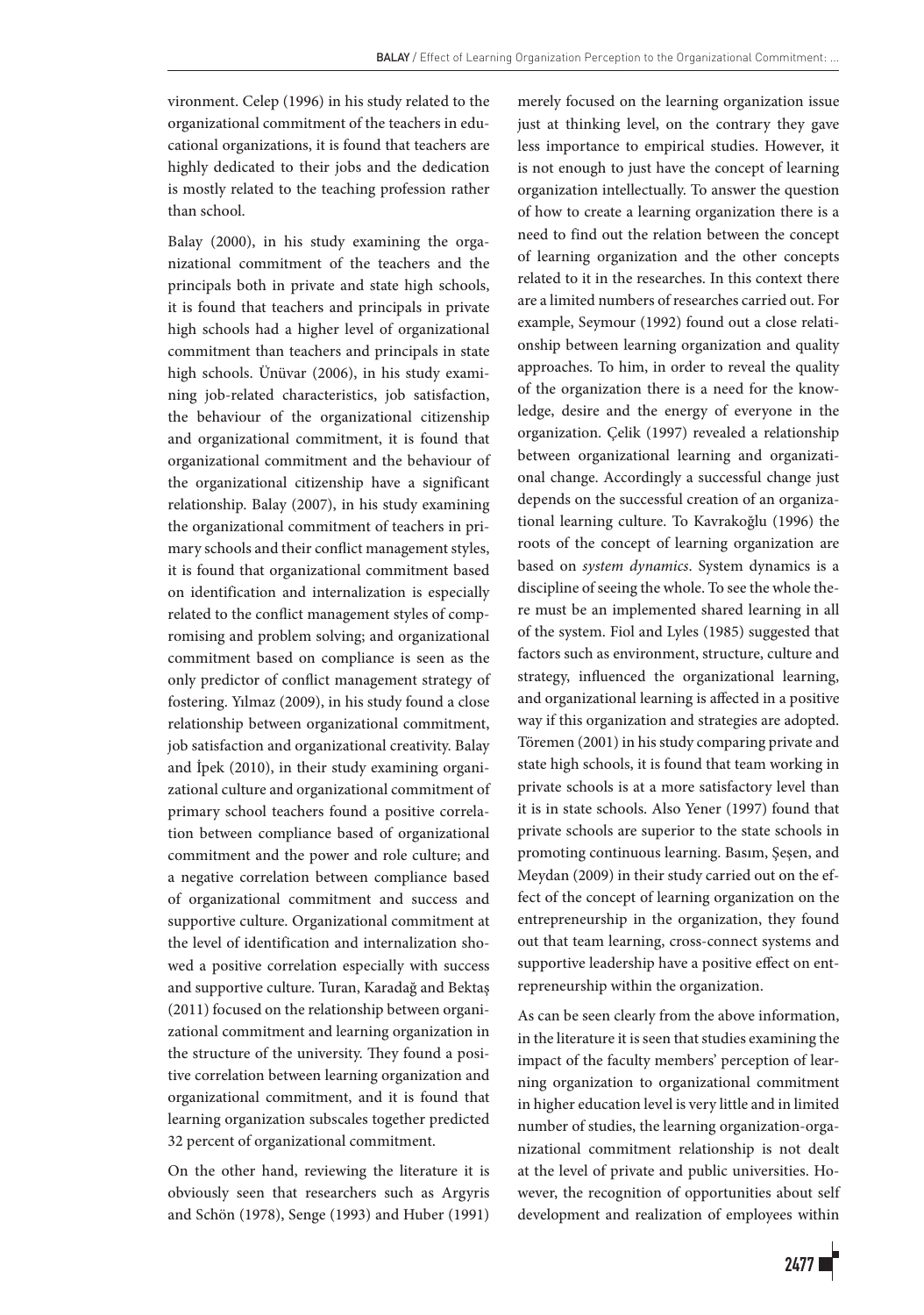vironment. Celep (1996) in his study related to the organizational commitment of the teachers in educational organizations, it is found that teachers are highly dedicated to their jobs and the dedication is mostly related to the teaching profession rather than school.

Balay (2000), in his study examining the organizational commitment of the teachers and the principals both in private and state high schools, it is found that teachers and principals in private high schools had a higher level of organizational commitment than teachers and principals in state high schools. Ünüvar (2006), in his study examining job-related characteristics, job satisfaction, the behaviour of the organizational citizenship and organizational commitment, it is found that organizational commitment and the behaviour of the organizational citizenship have a significant relationship. Balay (2007), in his study examining the organizational commitment of teachers in primary schools and their conflict management styles, it is found that organizational commitment based on identification and internalization is especially related to the conflict management styles of compromising and problem solving; and organizational commitment based on compliance is seen as the only predictor of conflict management strategy of fostering. Yılmaz (2009), in his study found a close relationship between organizational commitment, job satisfaction and organizational creativity. Balay and İpek (2010), in their study examining organizational culture and organizational commitment of primary school teachers found a positive correlation between compliance based of organizational commitment and the power and role culture; and a negative correlation between compliance based of organizational commitment and success and supportive culture. Organizational commitment at the level of identification and internalization showed a positive correlation especially with success and supportive culture. Turan, Karadağ and Bektaş (2011) focused on the relationship between organizational commitment and learning organization in the structure of the university. They found a positive correlation between learning organization and organizational commitment, and it is found that learning organization subscales together predicted 32 percent of organizational commitment.

On the other hand, reviewing the literature it is obviously seen that researchers such as Argyris and Schön (1978), Senge (1993) and Huber (1991) merely focused on the learning organization issue just at thinking level, on the contrary they gave less importance to empirical studies. However, it is not enough to just have the concept of learning organization intellectually. To answer the question of how to create a learning organization there is a need to find out the relation between the concept of learning organization and the other concepts related to it in the researches. In this context there are a limited numbers of researches carried out. For example, Seymour (1992) found out a close relationship between learning organization and quality approaches. To him, in order to reveal the quality of the organization there is a need for the knowledge, desire and the energy of everyone in the organization. Çelik (1997) revealed a relationship between organizational learning and organizational change. Accordingly a successful change just depends on the successful creation of an organizational learning culture. To Kavrakoğlu (1996) the roots of the concept of learning organization are based on *system dynamics*. System dynamics is a discipline of seeing the whole. To see the whole there must be an implemented shared learning in all of the system. Fiol and Lyles (1985) suggested that factors such as environment, structure, culture and strategy, influenced the organizational learning, and organizational learning is affected in a positive way if this organization and strategies are adopted. Töremen (2001) in his study comparing private and state high schools, it is found that team working in private schools is at a more satisfactory level than it is in state schools. Also Yener (1997) found that private schools are superior to the state schools in promoting continuous learning. Basım, Şeşen, and Meydan (2009) in their study carried out on the effect of the concept of learning organization on the entrepreneurship in the organization, they found out that team learning, cross-connect systems and supportive leadership have a positive effect on entrepreneurship within the organization.

As can be seen clearly from the above information, in the literature it is seen that studies examining the impact of the faculty members' perception of learning organization to organizational commitment in higher education level is very little and in limited number of studies, the learning organization-organizational commitment relationship is not dealt at the level of private and public universities. However, the recognition of opportunities about self development and realization of employees within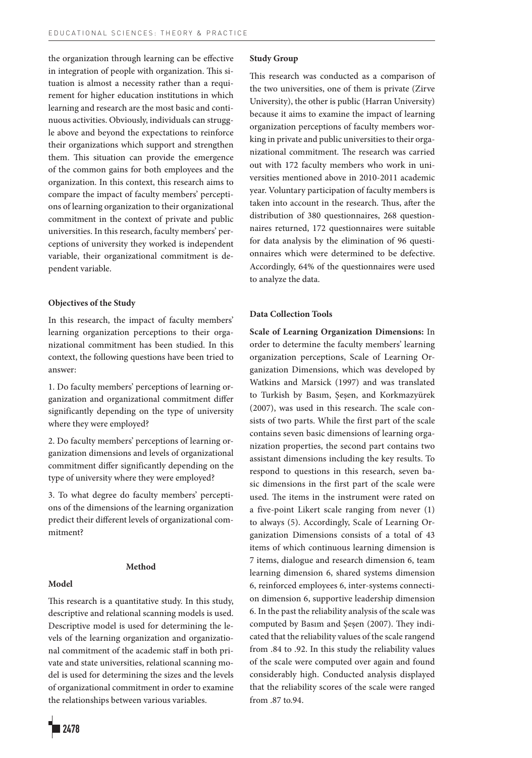the organization through learning can be effective in integration of people with organization. This situation is almost a necessity rather than a requirement for higher education institutions in which learning and research are the most basic and continuous activities. Obviously, individuals can struggle above and beyond the expectations to reinforce their organizations which support and strengthen them. This situation can provide the emergence of the common gains for both employees and the organization. In this context, this research aims to compare the impact of faculty members' perceptions of learning organization to their organizational commitment in the context of private and public universities. In this research, faculty members' perceptions of university they worked is independent variable, their organizational commitment is dependent variable.

### Objectives of the Study

In this research, the impact of faculty members' learning organization perceptions to their organizational commitment has been studied. In this context, the following questions have been tried to answer:

1. Do faculty members' perceptions of learning organization and organizational commitment differ significantly depending on the type of university where they were employed?

2. Do faculty members' perceptions of learning organization dimensions and levels of organizational commitment differ significantly depending on the type of university where they were employed?

3. To what degree do faculty members' perceptions of the dimensions of the learning organization predict their different levels of organizational commitment?

## Method

### Model

This research is a quantitative study. In this study, descriptive and relational scanning models is used. Descriptive model is used for determining the levels of the learning organization and organizational commitment of the academic staff in both private and state universities, relational scanning model is used for determining the sizes and the levels of organizational commitment in order to examine the relationships between various variables.

### Study Group

This research was conducted as a comparison of the two universities, one of them is private (Zirve University), the other is public (Harran University) because it aims to examine the impact of learning organization perceptions of faculty members working in private and public universities to their organizational commitment. The research was carried out with 172 faculty members who work in universities mentioned above in 2010-2011 academic year. Voluntary participation of faculty members is taken into account in the research. Thus, after the distribution of 380 questionnaires, 268 questionnaires returned, 172 questionnaires were suitable for data analysis by the elimination of 96 questionnaires which were determined to be defective. Accordingly, 64% of the questionnaires were used to analyze the data.

### Data Collection Tools

**Scale of Learning Organization Dimensions:** In order to determine the faculty members' learning organization perceptions, Scale of Learning Organization Dimensions, which was developed by Watkins and Marsick (1997) and was translated to Turkish by Basım, Şeşen, and Korkmazyürek (2007), was used in this research. The scale consists of two parts. While the first part of the scale contains seven basic dimensions of learning organization properties, the second part contains two assistant dimensions including the key results. To respond to questions in this research, seven basic dimensions in the first part of the scale were used. The items in the instrument were rated on a five-point Likert scale ranging from never (1) to always (5). Accordingly, Scale of Learning Organization Dimensions consists of a total of 43 items of which continuous learning dimension is 7 items, dialogue and research dimension 6, team learning dimension 6, shared systems dimension 6, reinforced employees 6, inter-systems connection dimension 6, supportive leadership dimension 6. In the past the reliability analysis of the scale was computed by Basım and Şeşen (2007). They indicated that the reliability values of the scale rangend from .84 to .92. In this study the reliability values of the scale were computed over again and found considerably high. Conducted analysis displayed that the reliability scores of the scale were ranged from .87 to.94.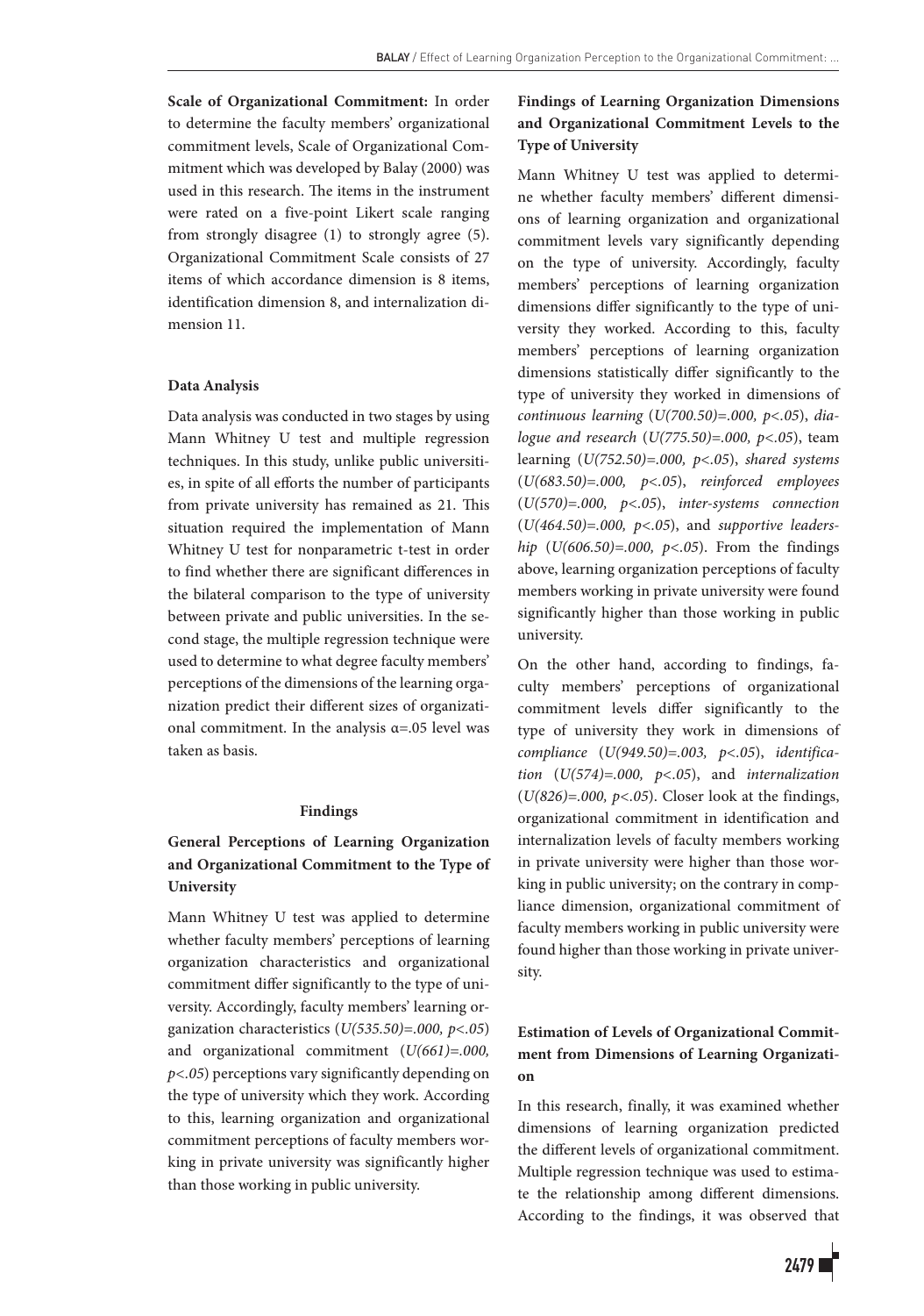**Scale of Organizational Commitment:** In order to determine the faculty members' organizational commitment levels, Scale of Organizational Commitment which was developed by Balay (2000) was used in this research. The items in the instrument were rated on a five-point Likert scale ranging from strongly disagree (1) to strongly agree (5). Organizational Commitment Scale consists of 27 items of which accordance dimension is 8 items, identification dimension 8, and internalization dimension 11.

#### Data Analysis

Data analysis was conducted in two stages by using Mann Whitney U test and multiple regression techniques. In this study, unlike public universities, in spite of all efforts the number of participants from private university has remained as 21. This situation required the implementation of Mann Whitney U test for nonparametric t-test in order to find whether there are significant differences in the bilateral comparison to the type of university between private and public universities. In the second stage, the multiple regression technique were used to determine to what degree faculty members' perceptions of the dimensions of the learning organization predict their different sizes of organizational commitment. In the analysis $\alpha$=.05 level was taken as basis.

## Findings

### General Perceptions of Learning Organization and Organizational Commitment to the Type of University

Mann Whitney U test was applied to determine whether faculty members' perceptions of learning organization characteristics and organizational commitment differ significantly to the type of university. Accordingly, faculty members' learning organization characteristics ($U(535.50)=.000$, $p<.05$) and organizational commitment ($U(661)=.000$, $p<.05$) perceptions vary significantly depending on the type of university which they work. According to this, learning organization and organizational commitment perceptions of faculty members working in private university was significantly higher than those working in public university.

### Findings of Learning Organization Dimensions and Organizational Commitment Levels to the Type of University

Mann Whitney U test was applied to determine whether faculty members' different dimensions of learning organization and organizational commitment levels vary significantly depending on the type of university. Accordingly, faculty members' perceptions of learning organization dimensions differ significantly to the type of university they worked. According to this, faculty members' perceptions of learning organization dimensions statistically differ significantly to the type of university they worked in dimensions of *continuous learning* ($U(700.50)=.000$, $p<.05$), *dialogue and research* ($U(775.50)=.000$, $p<.05$), team learning ($U(752.50)=.000$, $p<.05$), *shared systems* ($U(683.50)=.000$, $p<.05$), *reinforced employees* ($U(570)=.000$, $p<.05$), *inter-systems connection* ($U(464.50)=.000$, $p<.05$), and *supportive leadership* ($U(606.50)=.000$, $p<.05$). From the findings above, learning organization perceptions of faculty members working in private university were found significantly higher than those working in public university.

On the other hand, according to findings, faculty members' perceptions of organizational commitment levels differ significantly to the type of university they work in dimensions of *compliance* ($U(949.50)=.003$, $p<.05$), *identification* ($U(574)=.000$, $p<.05$), and *internalization* ($U(826)=.000$, $p<.05$). Closer look at the findings, organizational commitment in identification and internalization levels of faculty members working in private university were higher than those working in public university; on the contrary in compliance dimension, organizational commitment of faculty members working in public university were found higher than those working in private university.

### Estimation of Levels of Organizational Commitment from Dimensions of Learning Organization

In this research, finally, it was examined whether dimensions of learning organization predicted the different levels of organizational commitment. Multiple regression technique was used to estimate the relationship among different dimensions. According to the findings, it was observed that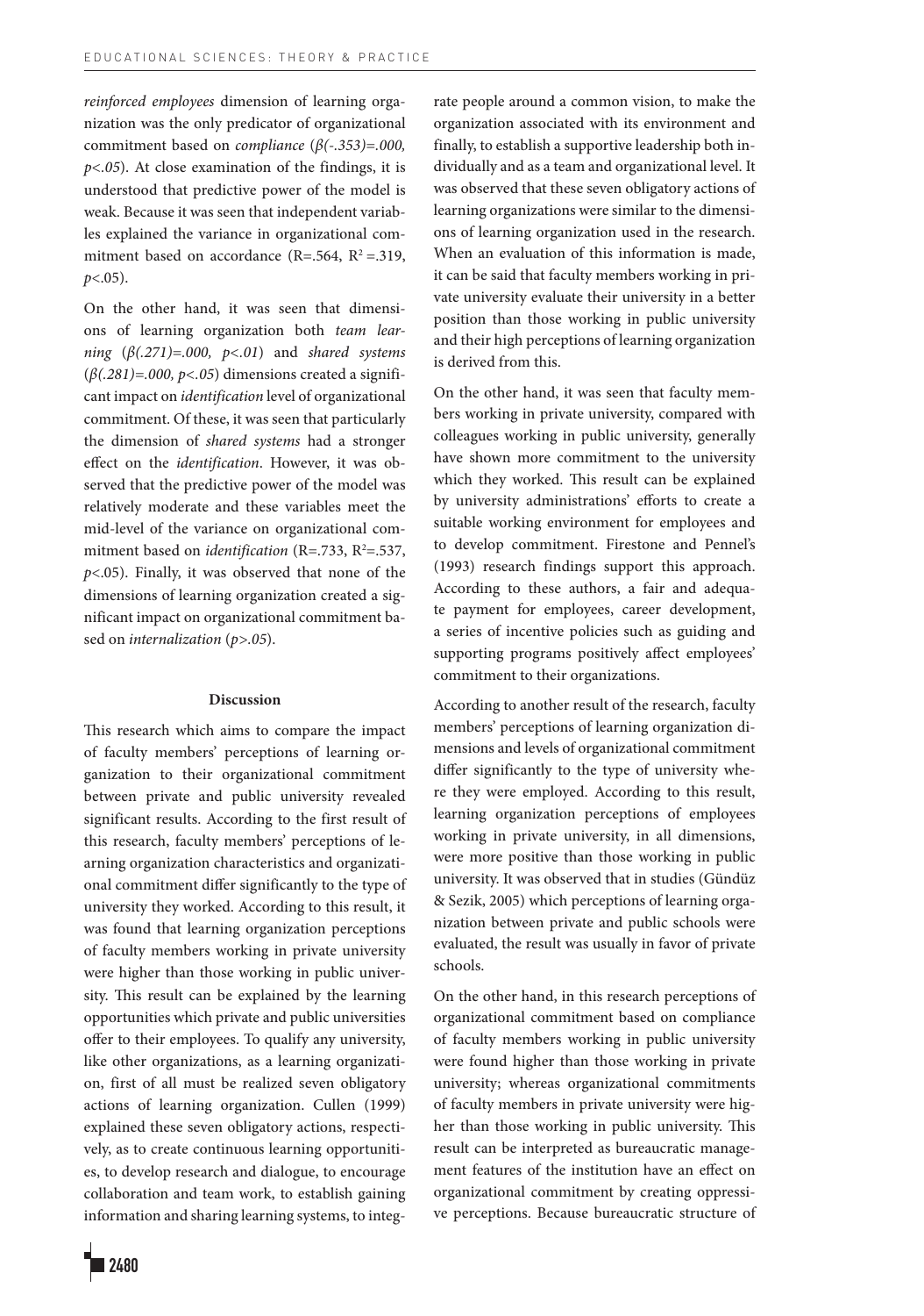*reinforced employees* dimension of learning organization was the only predicator of organizational commitment based on *compliance* (*β(-.353)=.000, p<.05*). At close examination of the findings, it is understood that predictive power of the model is weak. Because it was seen that independent variables explained the variance in organizational commitment based on accordance (R=.564, $R^2$ =.319, *p*<.05).

On the other hand, it was seen that dimensions of learning organization both *team learning* (*β(.271)=.000, p<.01*) and *shared systems* (*β(.281)=.000, p<.05*) dimensions created a significant impact on *identification* level of organizational commitment. Of these, it was seen that particularly the dimension of *shared systems* had a stronger effect on the *identification*. However, it was observed that the predictive power of the model was relatively moderate and these variables meet the mid-level of the variance on organizational commitment based on *identification* (R=.733, $R^2$=.537, *p*<.05). Finally, it was observed that none of the dimensions of learning organization created a significant impact on organizational commitment based on *internalization* (*p>.05*).

## Discussion

This research which aims to compare the impact of faculty members' perceptions of learning organization to their organizational commitment between private and public university revealed significant results. According to the first result of this research, faculty members' perceptions of learning organization characteristics and organizational commitment differ significantly to the type of university they worked. According to this result, it was found that learning organization perceptions of faculty members working in private university were higher than those working in public university. This result can be explained by the learning opportunities which private and public universities offer to their employees. To qualify any university, like other organizations, as a learning organization, first of all must be realized seven obligatory actions of learning organization. Cullen (1999) explained these seven obligatory actions, respectively, as to create continuous learning opportunities, to develop research and dialogue, to encourage collaboration and team work, to establish gaining information and sharing learning systems, to integrate people around a common vision, to make the organization associated with its environment and finally, to establish a supportive leadership both individually and as a team and organizational level. It was observed that these seven obligatory actions of learning organizations were similar to the dimensions of learning organization used in the research. When an evaluation of this information is made, it can be said that faculty members working in private university evaluate their university in a better position than those working in public university and their high perceptions of learning organization is derived from this.

On the other hand, it was seen that faculty members working in private university, compared with colleagues working in public university, generally have shown more commitment to the university which they worked. This result can be explained by university administrations' efforts to create a suitable working environment for employees and to develop commitment. Firestone and Pennel's (1993) research findings support this approach. According to these authors, a fair and adequate payment for employees, career development, a series of incentive policies such as guiding and supporting programs positively affect employees' commitment to their organizations.

According to another result of the research, faculty members' perceptions of learning organization dimensions and levels of organizational commitment differ significantly to the type of university where they were employed. According to this result, learning organization perceptions of employees working in private university, in all dimensions, were more positive than those working in public university. It was observed that in studies (Gündüz & Sezik, 2005) which perceptions of learning organization between private and public schools were evaluated, the result was usually in favor of private schools.

On the other hand, in this research perceptions of organizational commitment based on compliance of faculty members working in public university were found higher than those working in private university; whereas organizational commitments of faculty members in private university were higher than those working in public university. This result can be interpreted as bureaucratic management features of the institution have an effect on organizational commitment by creating oppressive perceptions. Because bureaucratic structure of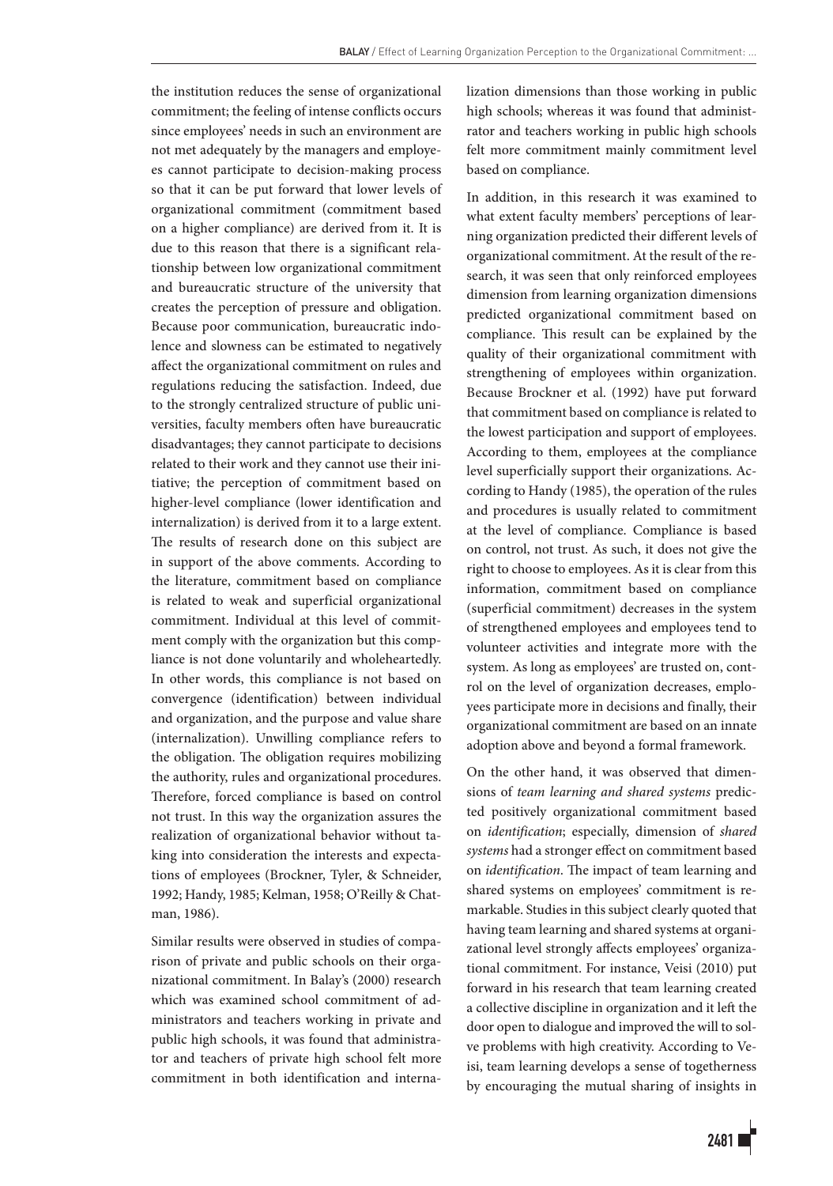the institution reduces the sense of organizational commitment; the feeling of intense conflicts occurs since employees' needs in such an environment are not met adequately by the managers and employees cannot participate to decision-making process so that it can be put forward that lower levels of organizational commitment (commitment based on a higher compliance) are derived from it. It is due to this reason that there is a significant relationship between low organizational commitment and bureaucratic structure of the university that creates the perception of pressure and obligation. Because poor communication, bureaucratic indolence and slowness can be estimated to negatively affect the organizational commitment on rules and regulations reducing the satisfaction. Indeed, due to the strongly centralized structure of public universities, faculty members often have bureaucratic disadvantages; they cannot participate to decisions related to their work and they cannot use their initiative; the perception of commitment based on higher-level compliance (lower identification and internalization) is derived from it to a large extent. The results of research done on this subject are in support of the above comments. According to the literature, commitment based on compliance is related to weak and superficial organizational commitment. Individual at this level of commitment comply with the organization but this compliance is not done voluntarily and wholeheartedly. In other words, this compliance is not based on convergence (identification) between individual and organization, and the purpose and value share (internalization). Unwilling compliance refers to the obligation. The obligation requires mobilizing the authority, rules and organizational procedures. Therefore, forced compliance is based on control not trust. In this way the organization assures the realization of organizational behavior without taking into consideration the interests and expectations of employees (Brockner, Tyler, & Schneider, 1992; Handy, 1985; Kelman, 1958; O'Reilly & Chatman, 1986).

Similar results were observed in studies of comparison of private and public schools on their organizational commitment. In Balay's (2000) research which was examined school commitment of administrators and teachers working in private and public high schools, it was found that administrator and teachers of private high school felt more commitment in both identification and internalization dimensions than those working in public high schools; whereas it was found that administrator and teachers working in public high schools felt more commitment mainly commitment level based on compliance.

In addition, in this research it was examined to what extent faculty members' perceptions of learning organization predicted their different levels of organizational commitment. At the result of the research, it was seen that only reinforced employees dimension from learning organization dimensions predicted organizational commitment based on compliance. This result can be explained by the quality of their organizational commitment with strengthening of employees within organization. Because Brockner et al. (1992) have put forward that commitment based on compliance is related to the lowest participation and support of employees. According to them, employees at the compliance level superficially support their organizations. According to Handy (1985), the operation of the rules and procedures is usually related to commitment at the level of compliance. Compliance is based on control, not trust. As such, it does not give the right to choose to employees. As it is clear from this information, commitment based on compliance (superficial commitment) decreases in the system of strengthened employees and employees tend to volunteer activities and integrate more with the system. As long as employees' are trusted on, control on the level of organization decreases, employees participate more in decisions and finally, their organizational commitment are based on an innate adoption above and beyond a formal framework.

On the other hand, it was observed that dimensions of *team learning and shared systems* predicted positively organizational commitment based on *identification*; especially, dimension of *shared systems* had a stronger effect on commitment based on *identification*. The impact of team learning and shared systems on employees' commitment is remarkable. Studies in this subject clearly quoted that having team learning and shared systems at organizational level strongly affects employees' organizational commitment. For instance, Veisi (2010) put forward in his research that team learning created a collective discipline in organization and it left the door open to dialogue and improved the will to solve problems with high creativity. According to Veisi, team learning develops a sense of togetherness by encouraging the mutual sharing of insights in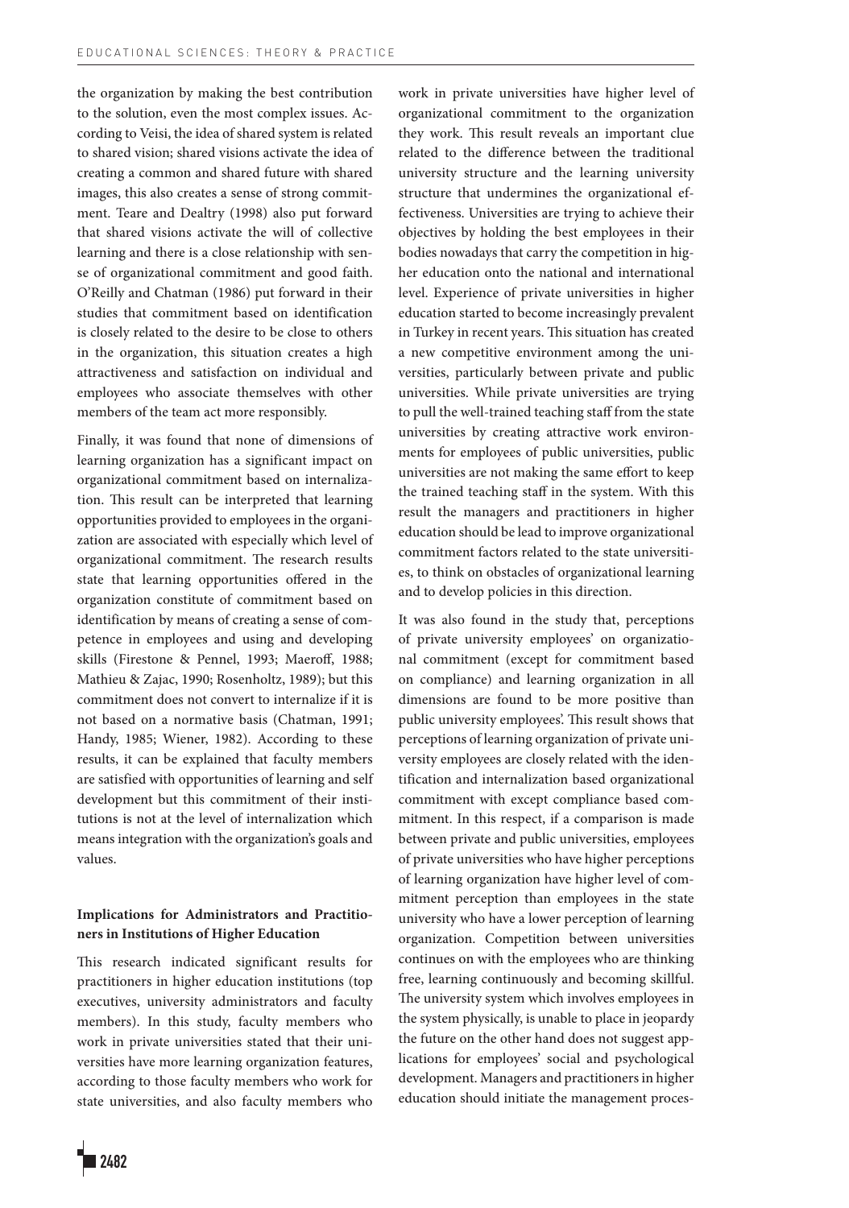the organization by making the best contribution to the solution, even the most complex issues. According to Veisi, the idea of shared system is related to shared vision; shared visions activate the idea of creating a common and shared future with shared images, this also creates a sense of strong commitment. Teare and Dealtry (1998) also put forward that shared visions activate the will of collective learning and there is a close relationship with sense of organizational commitment and good faith. O'Reilly and Chatman (1986) put forward in their studies that commitment based on identification is closely related to the desire to be close to others in the organization, this situation creates a high attractiveness and satisfaction on individual and employees who associate themselves with other members of the team act more responsibly.

Finally, it was found that none of dimensions of learning organization has a significant impact on organizational commitment based on internalization. This result can be interpreted that learning opportunities provided to employees in the organization are associated with especially which level of organizational commitment. The research results state that learning opportunities offered in the organization constitute of commitment based on identification by means of creating a sense of competence in employees and using and developing skills (Firestone & Pennel, 1993; Maeroff, 1988; Mathieu & Zajac, 1990; Rosenholtz, 1989); but this commitment does not convert to internalize if it is not based on a normative basis (Chatman, 1991; Handy, 1985; Wiener, 1982). According to these results, it can be explained that faculty members are satisfied with opportunities of learning and self development but this commitment of their institutions is not at the level of internalization which means integration with the organization's goals and values.

### Implications for Administrators and Practitioners in Institutions of Higher Education

This research indicated significant results for practitioners in higher education institutions (top executives, university administrators and faculty members). In this study, faculty members who work in private universities stated that their universities have more learning organization features, according to those faculty members who work for state universities, and also faculty members who work in private universities have higher level of organizational commitment to the organization they work. This result reveals an important clue related to the difference between the traditional university structure and the learning university structure that undermines the organizational effectiveness. Universities are trying to achieve their objectives by holding the best employees in their bodies nowadays that carry the competition in higher education onto the national and international level. Experience of private universities in higher education started to become increasingly prevalent in Turkey in recent years. This situation has created a new competitive environment among the universities, particularly between private and public universities. While private universities are trying to pull the well-trained teaching staff from the state universities by creating attractive work environments for employees of public universities, public universities are not making the same effort to keep the trained teaching staff in the system. With this result the managers and practitioners in higher education should be lead to improve organizational commitment factors related to the state universities, to think on obstacles of organizational learning and to develop policies in this direction.

It was also found in the study that, perceptions of private university employees' on organizational commitment (except for commitment based on compliance) and learning organization in all dimensions are found to be more positive than public university employees'. This result shows that perceptions of learning organization of private university employees are closely related with the identification and internalization based organizational commitment with except compliance based commitment. In this respect, if a comparison is made between private and public universities, employees of private universities who have higher perceptions of learning organization have higher level of commitment perception than employees in the state university who have a lower perception of learning organization. Competition between universities continues on with the employees who are thinking free, learning continuously and becoming skillful. The university system which involves employees in the system physically, is unable to place in jeopardy the future on the other hand does not suggest applications for employees' social and psychological development. Managers and practitioners in higher education should initiate the management proces-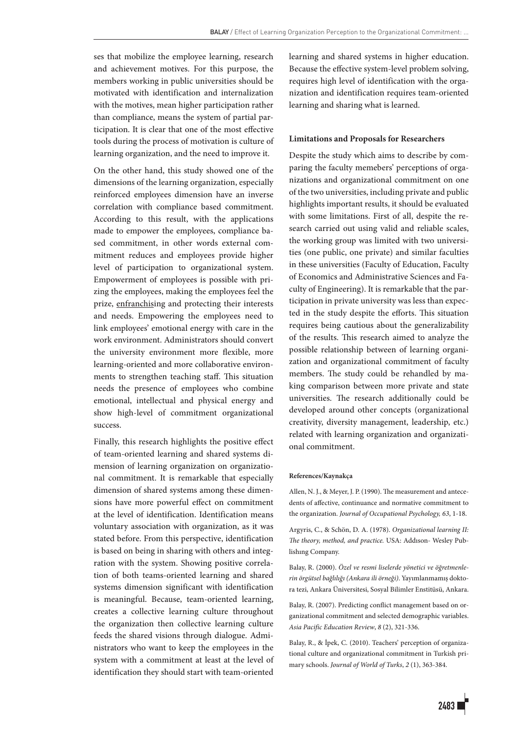ses that mobilize the employee learning, research and achievement motives. For this purpose, the members working in public universities should be motivated with identification and internalization with the motives, mean higher participation rather than compliance, means the system of partial participation. It is clear that one of the most effective tools during the process of motivation is culture of learning organization, and the need to improve it.

On the other hand, this study showed one of the dimensions of the learning organization, especially reinforced employees dimension have an inverse correlation with compliance based commitment. According to this result, with the applications made to empower the employees, compliance based commitment, in other words external commitment reduces and employees provide higher level of participation to organizational system. Empowerment of employees is possible with prizing the employees, making the employees feel the prize, enfranchising and protecting their interests and needs. Empowering the employees need to link employees' emotional energy with care in the work environment. Administrators should convert the university environment more flexible, more learning-oriented and more collaborative environments to strengthen teaching staff. This situation needs the presence of employees who combine emotional, intellectual and physical energy and show high-level of commitment organizational success.

Finally, this research highlights the positive effect of team-oriented learning and shared systems dimension of learning organization on organizational commitment. It is remarkable that especially dimension of shared systems among these dimensions have more powerful effect on commitment at the level of identification. Identification means voluntary association with organization, as it was stated before. From this perspective, identification is based on being in sharing with others and integration with the system. Showing positive correlation of both teams-oriented learning and shared systems dimension significant with identification is meaningful. Because, team-oriented learning, creates a collective learning culture throughout the organization then collective learning culture feeds the shared visions through dialogue. Administrators who want to keep the employees in the system with a commitment at least at the level of identification they should start with team-oriented learning and shared systems in higher education. Because the effective system-level problem solving, requires high level of identification with the organization and identification requires team-oriented learning and sharing what is learned.

### Limitations and Proposals for Researchers

Despite the study which aims to describe by comparing the faculty memebers' perceptions of organizations and organizational commitment on one of the two universities, including private and public highlights important results, it should be evaluated with some limitations. First of all, despite the research carried out using valid and reliable scales, the working group was limited with two universities (one public, one private) and similar faculties in these universities (Faculty of Education, Faculty of Economics and Administrative Sciences and Faculty of Engineering). It is remarkable that the participation in private university was less than expected in the study despite the efforts. This situation requires being cautious about the generalizability of the results. This research aimed to analyze the possible relationship between of learning organization and organizational commitment of faculty members. The study could be rehandled by making comparison between more private and state universities. The research additionally could be developed around other concepts (organizational creativity, diversity management, leadership, etc.) related with learning organization and organizational commitment.

#### References/Kaynakça

Allen, N. J., & Meyer, J. P. (1990). The measurement and antecedents of affective, continuance and normative commitment to the organization. *Journal of Occupational Psychology, 63*, 1-18.

Argyris, C., & Schön, D. A. (1978). *Organizational learning II: The theory, method, and practice.* USA: Addıson- Wesley Publishıng Company.

Balay, R. (2000). *Özel ve resmi liselerde yönetici ve öğretmenlerin örgütsel bağlılığı (Ankara ili örneği)*. Yayımlanmamış doktora tezi, Ankara Üniversitesi, Sosyal Bilimler Enstitüsü, Ankara.

Balay, R. (2007). Predicting conflict management based on organizational commitment and selected demographic variables. *Asia Pacific Education Review*, *8* (2), 321-336.

Balay, R., & İpek, C. (2010). Teachers' perception of organizational culture and organizational commitment in Turkish primary schools. *Journal of World of Turks*, *2* (1), 363-384.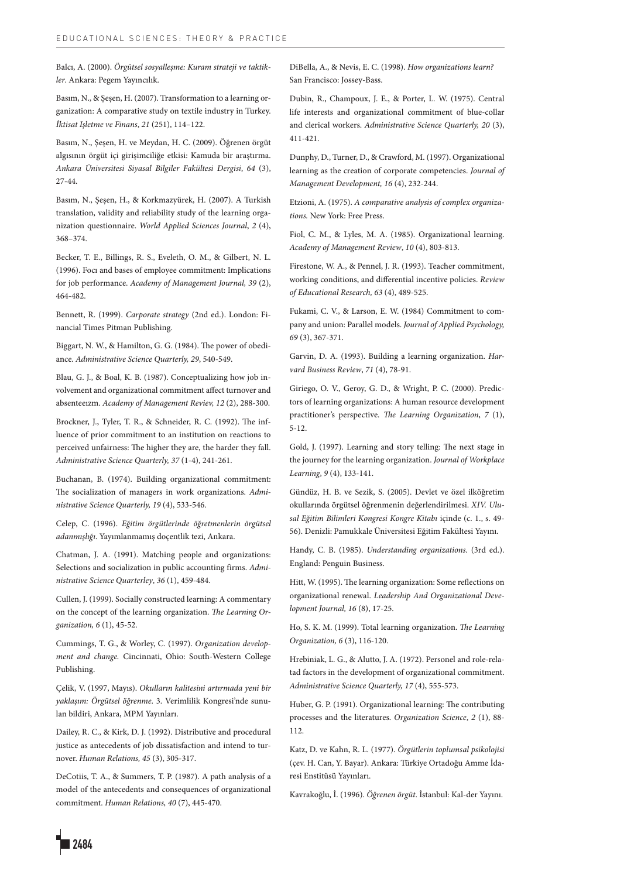Balcı, A. (2000). *Örgütsel sosyalleşme: Kuram strateji ve taktikler*. Ankara: Pegem Yayıncılık.

Basım, N., & Şeşen, H. (2007). Transformation to a learning organization: A comparative study on textile industry in Turkey. *İktisat Işletme ve Finans*, *21* (251), 114–122.

Basım, N., Şeşen, H. ve Meydan, H. C. (2009). Öğrenen örgüt algısının örgüt içi girişimciliğe etkisi: Kamuda bir araştırma. *Ankara Üniversitesi Siyasal Bilgiler Fakültesi Dergisi*, *64* (3), 27-44.

Basım, N., Şeşen, H., & Korkmazyürek, H. (2007). A Turkish translation, validity and reliability study of the learning organization questionnaire. *World Applied Sciences Journal*, *2* (4), 368–374.

Becker, T. E., Billings, R. S., Eveleth, O. M., & Gilbert, N. L. (1996). Focı and bases of employee commitment: Implications for job performance. *Academy of Management Journal, 39* (2), 464-482.

Bennett, R. (1999). *Corporate strategy* (2nd ed.). London: Financial Times Pitman Publishing.

Biggart, N. W., & Hamilton, G. G. (1984). The power of obediance. *Administrative Science Quarterly, 29*, 540-549.

Blau, G. J., & Boal, K. B. (1987). Conceptualizing how job involvement and organizational commitment affect turnover and absenteeızm. *Academy of Management Reviev, 12* (2), 288-300.

Brockner, J., Tyler, T. R., & Schneider, R. C. (1992). The influence of prior commitment to an institution on reactions to perceived unfairness: The higher they are, the harder they fall. *Administrative Science Quarterly, 37* (1-4), 241-261.

Buchanan, B. (1974). Building organizational commitment: The socialization of managers in work organizations. *Administrative Science Quarterly, 19* (4), 533-546.

Celep, C. (1996). *Eğitim örgütlerinde öğretmenlerin örgütsel adanmışlığı*. Yayımlanmamış doçentlik tezi, Ankara.

Chatman, J. A. (1991). Matching people and organizations: Selections and socialization in public accounting firms. *Administrative Science Quarterley*, *36* (1), 459-484.

Cullen, J. (1999). Socially constructed learning: A commentary on the concept of the learning organization. *The Learning Organization, 6* (1), 45-52.

Cummings, T. G., & Worley, C. (1997). *Organization development and change.* Cincinnati, Ohio: South-Western College Publishing.

Çelik, V. (1997, Mayıs). *Okulların kalitesini artırmada yeni bir yaklaşım: Örgütsel öğrenme*. 3. Verimlilik Kongresi'nde sunulan bildiri, Ankara, MPM Yayınları.

Dailey, R. C., & Kirk, D. J. (1992). Distributive and procedural justice as antecedents of job dissatisfaction and intend to turnover. *Human Relations, 45* (3), 305-317.

DeCotiis, T. A., & Summers, T. P. (1987). A path analysis of a model of the antecedents and consequences of organizational commitment. *Human Relations, 40* (7), 445-470.

DiBella, A., & Nevis, E. C. (1998). *How organizations learn?* San Francisco: Jossey-Bass.

Dubin, R., Champoux, J. E., & Porter, L. W. (1975). Central life interests and organizational commitment of blue-collar and clerical workers. *Administrative Science Quarterly, 20* (3), 411-421.

Dunphy, D., Turner, D., & Crawford, M. (1997). Organizational learning as the creation of corporate competencies. *Journal of Management Development, 16* (4), 232-244.

Etzioni, A. (1975). *A comparative analysis of complex organizations.* New York: Free Press.

Fiol, C. M., & Lyles, M. A. (1985). Organizational learning. *Academy of Management Review*, *10* (4), 803-813.

Firestone, W. A., & Pennel, J. R. (1993). Teacher commitment, working conditions, and differential incentive policies. *Review of Educational Research, 63* (4), 489-525.

Fukami, C. V., & Larson, E. W. (1984) Commitment to company and union: Parallel models. *Journal of Applied Psychology, 69* (3), 367-371.

Garvin, D. A. (1993). Building a learning organization. *Harvard Business Review*, *71* (4), 78-91.

Giriego, O. V., Geroy, G. D., & Wright, P. C. (2000). Predictors of learning organizations: A human resource development practitioner's perspective. *The Learning Organization*, *7* (1), 5-12.

Gold, J. (1997). Learning and story telling: The next stage in the journey for the learning organization. *Journal of Workplace Learning*, *9* (4), 133-141.

Gündüz, H. B. ve Sezik, S. (2005). Devlet ve özel ilköğretim okullarında örgütsel öğrenmenin değerlendirilmesi. *XIV. Ulusal Eğitim Bilimleri Kongresi Kongre Kitabı* içinde (c. 1., s. 49-56). Denizli: Pamukkale Üniversitesi Eğitim Fakültesi Yayını.

Handy, C. B. (1985). *Understanding organizations.* (3rd ed.). England: Penguin Business.

Hitt, W. (1995). The learning organization: Some reflections on organizational renewal. *Leadership And Organizational Development Journal, 16* (8), 17-25.

Ho, S. K. M. (1999). Total learning organization. *The Learning Organization, 6* (3), 116-120.

Hrebiniak, L. G., & Alutto, J. A. (1972). Personel and role-relatad factors in the development of organizational commitment. *Administrative Science Quarterly, 17* (4), 555-573.

Huber, G. P. (1991). Organizational learning: The contributing processes and the literatures. *Organization Science*, *2* (1), 88-112.

Katz, D. ve Kahn, R. L. (1977). *Örgütlerin toplumsal psikolojisi* (çev. H. Can, Y. Bayar). Ankara: Türkiye Ortadoğu Amme İdaresi Enstitüsü Yayınları.

Kavrakoğlu, İ. (1996). *Öğrenen örgüt*. İstanbul: Kal-der Yayını.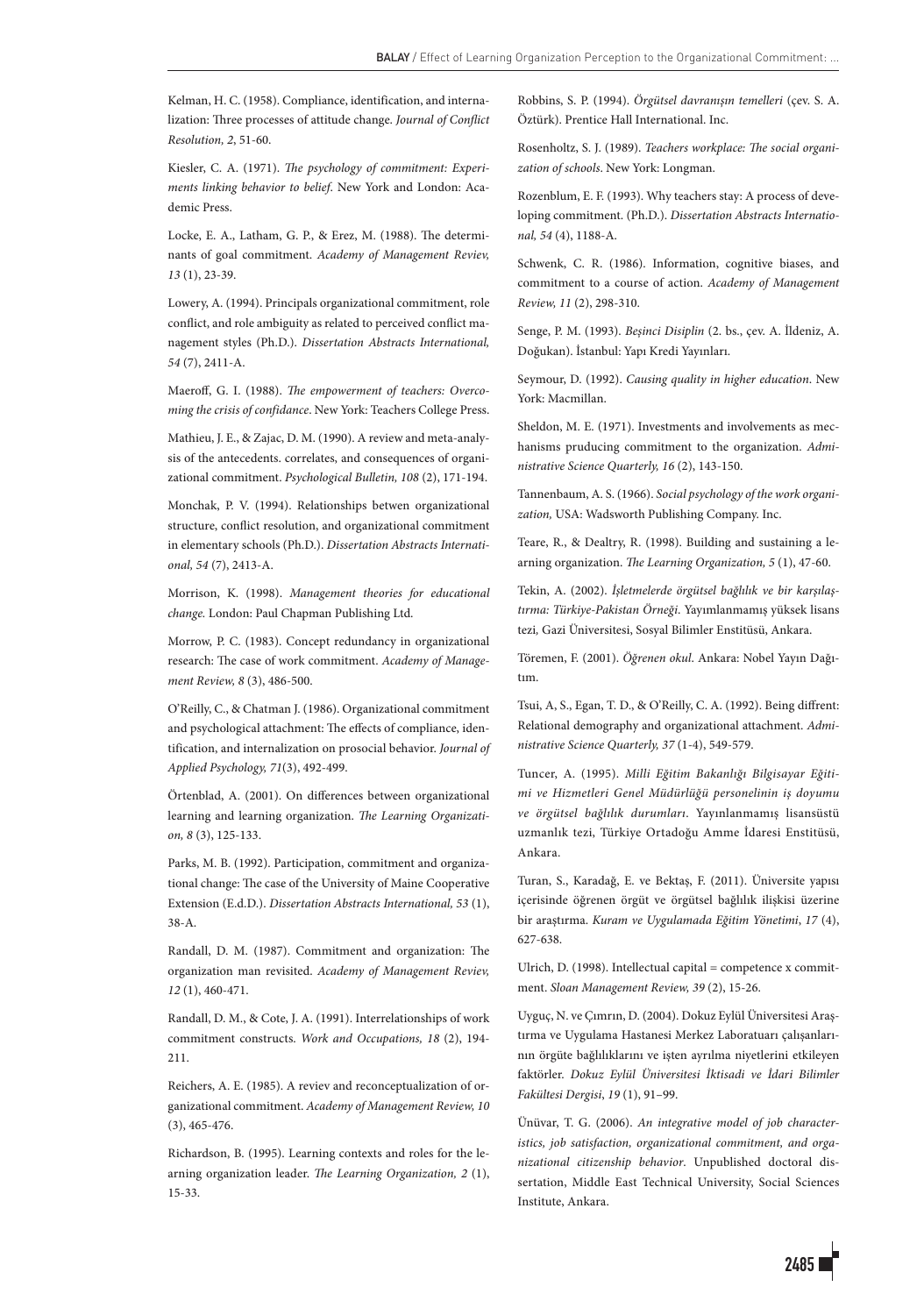Kelman, H. C. (1958). Compliance, identification, and internalization: Three processes of attitude change. *Journal of Conflict Resolution, 2*, 51-60.

Kiesler, C. A. (1971). *The psychology of commitment: Experiments linking behavior to belief*. New York and London: Academic Press.

Locke, E. A., Latham, G. P., & Erez, M. (1988). The determinants of goal commitment. *Academy of Management Review, 13* (1), 23-39.

Lowery, A. (1994). Principals organizational commitment, role conflict, and role ambiguity as related to perceived conflict management styles (Ph.D.). *Dissertation Abstracts International, 54* (7), 2411-A.

Maeroff, G. I. (1988). *The empowerment of teachers: Overcoming the crisis of confidance*. New York: Teachers College Press.

Mathieu, J. E., & Zajac, D. M. (1990). A review and meta-analysis of the antecedents. correlates, and consequences of organizational commitment. *Psychological Bulletin, 108* (2), 171-194.

Monchak, P. V. (1994). Relationships betwen organizational structure, conflict resolution, and organizational commitment in elementary schools (Ph.D.). *Dissertation Abstracts International, 54* (7), 2413-A.

Morrison, K. (1998). *Management theories for educational change.* London: Paul Chapman Publishing Ltd.

Morrow, P. C. (1983). Concept redundancy in organizational research: The case of work commitment. *Academy of Management Review, 8* (3), 486-500.

O'Reilly, C., & Chatman J. (1986). Organizational commitment and psychological attachment: The effects of compliance, identification, and internalization on prosocial behavior. *Journal of Applied Psychology, 71*(3), 492-499.

Örtenblad, A. (2001). On differences between organizational learning and learning organization. *The Learning Organization, 8* (3), 125-133.

Parks, M. B. (1992). Participation, commitment and organizational change: The case of the University of Maine Cooperative Extension (E.d.D.). *Dissertation Abstracts International, 53* (1), 38-A.

Randall, D. M. (1987). Commitment and organization: The organization man revisited. *Academy of Management Review, 12* (1), 460-471.

Randall, D. M., & Cote, J. A. (1991). Interrelationships of work commitment constructs. *Work and Occupations, 18* (2), 194-211.

Reichers, A. E. (1985). A reviev and reconceptualization of organizational commitment. *Academy of Management Review, 10* (3), 465-476.

Richardson, B. (1995). Learning contexts and roles for the learning organization leader. *The Learning Organization, 2* (1), 15-33.

Robbins, S. P. (1994). *Örgütsel davranışın temelleri* (çev. S. A. Öztürk). Prentice Hall International. Inc.

Rosenholtz, S. J. (1989). *Teachers workplace: The social organization of schools*. New York: Longman.

Rozenblum, E. F. (1993). Why teachers stay: A process of developing commitment. (Ph.D.). *Dissertation Abstracts International, 54* (4), 1188-A.

Schwenk, C. R. (1986). Information, cognitive biases, and commitment to a course of action. *Academy of Management Review, 11* (2), 298-310.

Senge, P. M. (1993). *Beşinci Disiplin* (2. bs., çev. A. İldeniz, A. Doğukan). İstanbul: Yapı Kredi Yayınları.

Seymour, D. (1992). *Causing quality in higher education*. New York: Macmillan.

Sheldon, M. E. (1971). Investments and involvements as mechanisms pruducing commitment to the organization. *Administrative Science Quarterly, 16* (2), 143-150.

Tannenbaum, A. S. (1966). *Social psychology of the work organization,* USA: Wadsworth Publishing Company. Inc.

Teare, R., & Dealtry, R. (1998). Building and sustaining a learning organization. *The Learning Organization, 5* (1), 47-60.

Tekin, A. (2002). *İşletmelerde örgütsel bağlılık ve bir karşılaştırma: Türkiye-Pakistan Örneği*. Yayımlanmamış yüksek lisans tezi, Gazi Üniversitesi, Sosyal Bilimler Enstitüsü, Ankara.

Töremen, F. (2001). *Öğrenen okul*. Ankara: Nobel Yayın Dağıtım.

Tsui, A, S., Egan, T. D., & O'Reilly, C. A. (1992). Being diffrent: Relational demography and organizational attachment. *Administrative Science Quarterly, 37* (1-4), 549-579.

Tuncer, A. (1995). *Milli Eğitim Bakanlığı Bilgisayar Eğitimi ve Hizmetleri Genel Müdürlüğü personelinin iş doyumu ve örgütsel bağlılık durumları*. Yayınlanmamış lisansüstü uzmanlık tezi, Türkiye Ortadoğu Amme İdaresi Enstitüsü, Ankara.

Turan, S., Karadağ, E. ve Bektaş, F. (2011). Üniversite yapısı içerisinde öğrenen örgüt ve örgütsel bağlılık ilişkisi üzerine bir araştırma. *Kuram ve Uygulamada Eğitim Yönetimi*, *17* (4), 627-638.

Ulrich, D. (1998). Intellectual capital = competence x commitment. *Sloan Management Review, 39* (2), 15-26.

Uyguç, N. ve Çımrın, D. (2004). Dokuz Eylül Üniversitesi Araştırma ve Uygulama Hastanesi Merkez Laboratuarı çalışanlarının örgüte bağlılıklarını ve işten ayrılma niyetlerini etkileyen faktörler. *Dokuz Eylül Üniversitesi İktisadi ve İdari Bilimler Fakültesi Dergisi*, *19* (1), 91–99.

Ünüvar, T. G. (2006). *An integrative model of job characteristics, job satisfaction, organizational commitment, and organizational citizenship behavior*. Unpublished doctoral dissertation, Middle East Technical University, Social Sciences Institute, Ankara.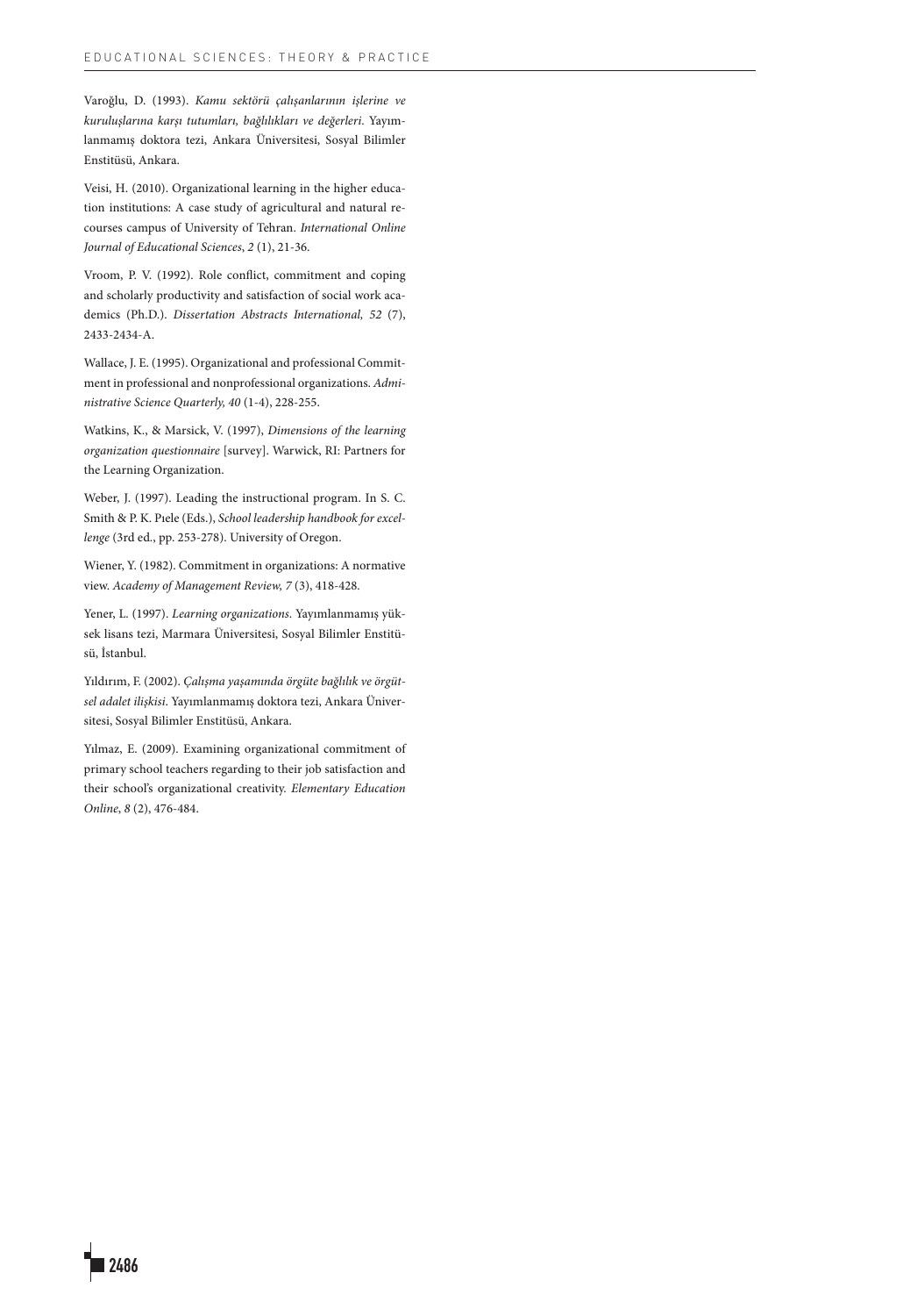Varoğlu, D. (1993). *Kamu sektörü çalışanlarının işlerine ve kuruluşlarına karşı tutumları, bağlılıkları ve değerleri*. Yayımlanmamış doktora tezi, Ankara Üniversitesi, Sosyal Bilimler Enstitüsü, Ankara.

Veisi, H. (2010). Organizational learning in the higher education institutions: A case study of agricultural and natural recourses campus of University of Tehran. *International Online Journal of Educational Sciences*, *2* (1), 21-36.

Vroom, P. V. (1992). Role conflict, commitment and coping and scholarly productivity and satisfaction of social work academics (Ph.D.). *Dissertation Abstracts International, 52* (7), 2433-2434-A.

Wallace, J. E. (1995). Organizational and professional Commitment in professional and nonprofessional organizations. *Administrative Science Quarterly, 40* (1-4), 228-255.

Watkins, K., & Marsick, V. (1997), *Dimensions of the learning organization questionnaire* [survey]. Warwick, RI: Partners for the Learning Organization.

Weber, J. (1997). Leading the instructional program. In S. C. Smith & P. K. Pıele (Eds.), *School leadership handbook for excellenge* (3rd ed., pp. 253-278). University of Oregon.

Wiener, Y. (1982). Commitment in organizations: A normative view. *Academy of Management Review, 7* (3), 418-428.

Yener, L. (1997). *Learning organizations*. Yayımlanmamış yüksek lisans tezi, Marmara Üniversitesi, Sosyal Bilimler Enstitüsü, İstanbul.

Yıldırım, F. (2002). *Çalışma yaşamında örgüte bağlılık ve örgütsel adalet ilişkisi*. Yayımlanmamış doktora tezi, Ankara Üniversitesi, Sosyal Bilimler Enstitüsü, Ankara.

Yılmaz, E. (2009). Examining organizational commitment of primary school teachers regarding to their job satisfaction and their school's organizational creativity. *Elementary Education Online*, *8* (2), 476-484.